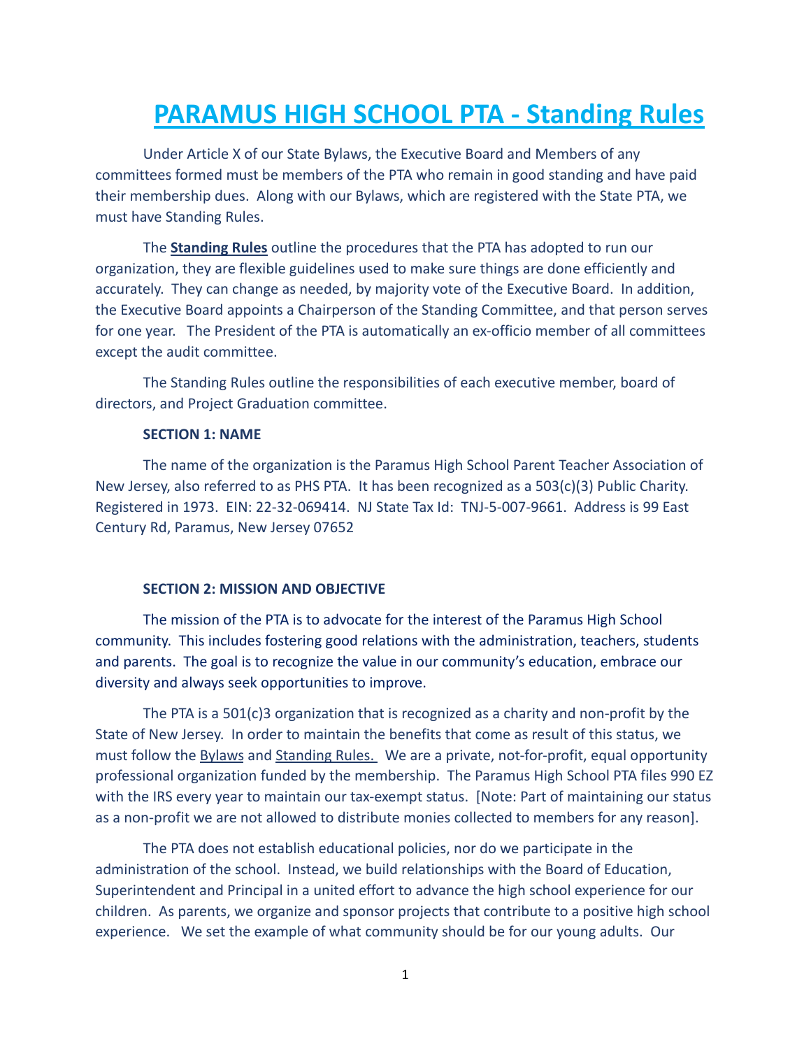# PARAMUS HIGH SCHOOL PTA - Standing Rules

Under Article X of our State Bylaws, the Executive Board and Members of any committees formed must be members of the PTA who remain in good standing and have paid their membership dues. Along with our Bylaws, which are registered with the State PTA, we must have Standing Rules.

The **Standing Rules** outline the procedures that the PTA has adopted to run our organization, they are flexible guidelines used to make sure things are done efficiently and accurately. They can change as needed, by majority vote of the Executive Board. In addition, the Executive Board appoints a Chairperson of the Standing Committee, and that person serves for one year. The President of the PTA is automatically an ex-officio member of all committees except the audit committee.

The Standing Rules outline the responsibilities of each executive member, board of directors, and Project Graduation committee.

**SECTION 1: NAME**

The name of the organization is the Paramus High School Parent Teacher Association of New Jersey, also referred to as PHS PTA. It has been recognized as a 503(c)(3) Public Charity. Registered in 1973. EIN: 22-32-069414. NJ State Tax Id: TNJ-5-007-9661. Address is 99 East Century Rd, Paramus, New Jersey 07652

**SECTION 2: MISSION AND OBJECTIVE**

The mission of the PTA is to advocate for the interest of the Paramus High School community. This includes fostering good relations with the administration, teachers, students and parents. The goal is to recognize the value in our community's education, embrace our diversity and always seek opportunities to improve.

The PTA is a 501(c)3 organization that is recognized as a charity and non-profit by the State of New Jersey. In order to maintain the benefits that come as result of this status, we must follow the Bylaws and Standing Rules. We are a private, not-for-profit, equal opportunity professional organization funded by the membership. The Paramus High School PTA files 990 EZ with the IRS every year to maintain our tax-exempt status. [Note: Part of maintaining our status as a non-profit we are not allowed to distribute monies collected to members for any reason].

The PTA does not establish educational policies, nor do we participate in the administration of the school. Instead, we build relationships with the Board of Education, Superintendent and Principal in a united effort to advance the high school experience for our children. As parents, we organize and sponsor projects that contribute to a positive high school experience. We set the example of what community should be for our young adults. Our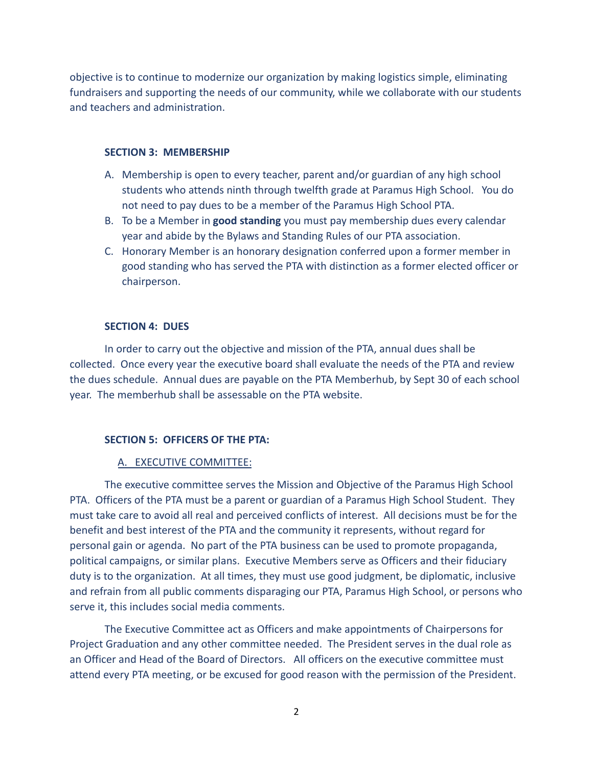objective is to continue to modernize our organization by making logistics simple, eliminating fundraisers and supporting the needs of our community, while we collaborate with our students and teachers and administration.

### SECTION 3: MEMBERSHIP

A. Membership is open to every teacher, parent and/or guardian of any high school students who attends ninth through twelfth grade at Paramus High School. You do not need to pay dues to be a member of the Paramus High School PTA.
B. To be a Member in **good standing** you must pay membership dues every calendar year and abide by the Bylaws and Standing Rules of our PTA association.
C. Honorary Member is an honorary designation conferred upon a former member in good standing who has served the PTA with distinction as a former elected officer or chairperson.

### SECTION 4: DUES

In order to carry out the objective and mission of the PTA, annual dues shall be collected. Once every year the executive board shall evaluate the needs of the PTA and review the dues schedule. Annual dues are payable on the PTA Memberhub, by Sept 30 of each school year. The memberhub shall be assessable on the PTA website.

### SECTION 5: OFFICERS OF THE PTA:

#### A. EXECUTIVE COMMITTEE:

The executive committee serves the Mission and Objective of the Paramus High School PTA. Officers of the PTA must be a parent or guardian of a Paramus High School Student. They must take care to avoid all real and perceived conflicts of interest. All decisions must be for the benefit and best interest of the PTA and the community it represents, without regard for personal gain or agenda. No part of the PTA business can be used to promote propaganda, political campaigns, or similar plans. Executive Members serve as Officers and their fiduciary duty is to the organization. At all times, they must use good judgment, be diplomatic, inclusive and refrain from all public comments disparaging our PTA, Paramus High School, or persons who serve it, this includes social media comments.

The Executive Committee act as Officers and make appointments of Chairpersons for Project Graduation and any other committee needed. The President serves in the dual role as an Officer and Head of the Board of Directors. All officers on the executive committee must attend every PTA meeting, or be excused for good reason with the permission of the President.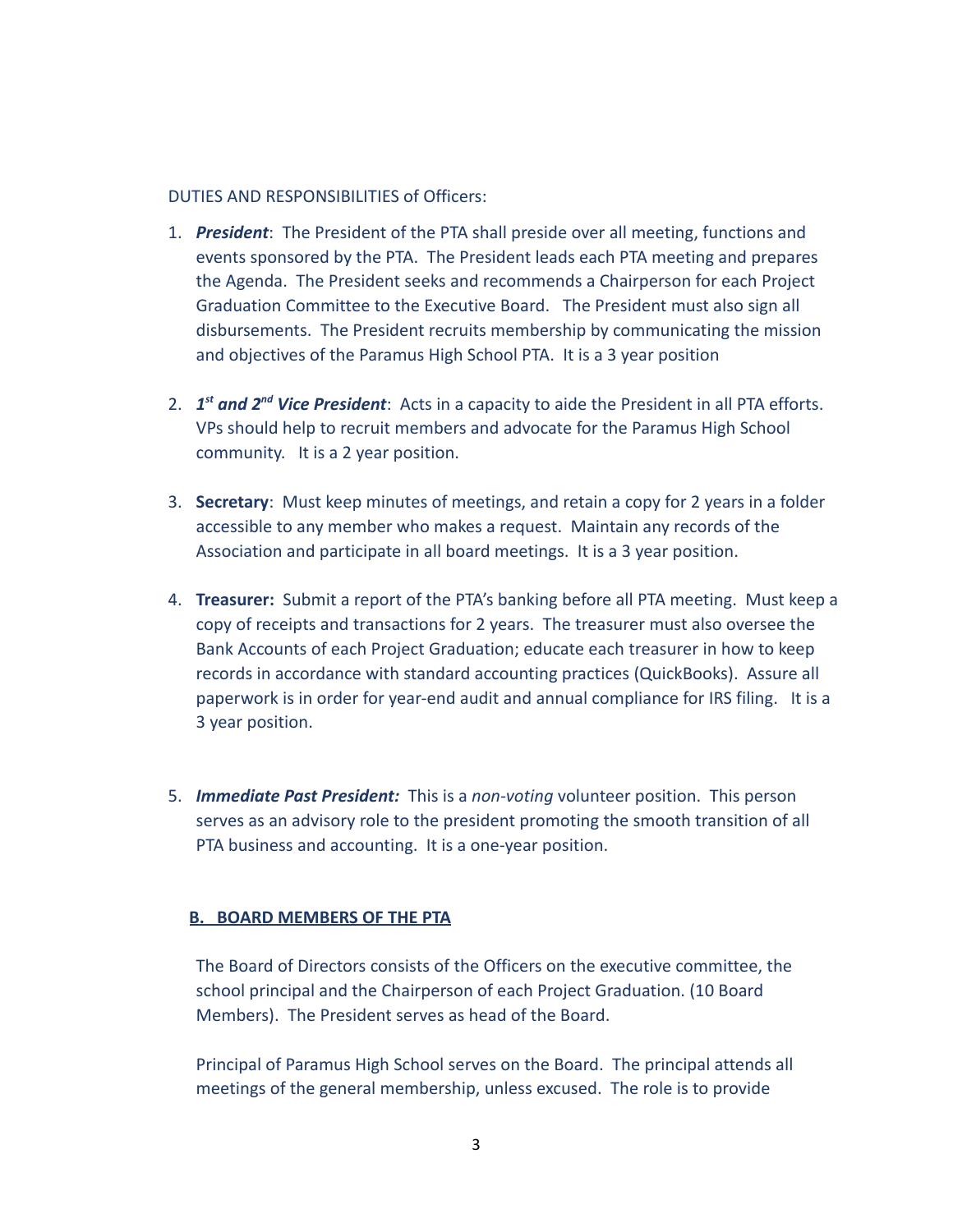DUTIES AND RESPONSIBILITIES of Officers:

1. ***President***: The President of the PTA shall preside over all meeting, functions and events sponsored by the PTA. The President leads each PTA meeting and prepares the Agenda. The President seeks and recommends a Chairperson for each Project Graduation Committee to the Executive Board. The President must also sign all disbursements. The President recruits membership by communicating the mission and objectives of the Paramus High School PTA. It is a 3 year position

2. ***1st and 2nd Vice President***: Acts in a capacity to aide the President in all PTA efforts. VPs should help to recruit members and advocate for the Paramus High School community. It is a 2 year position.

3. **Secretary**: Must keep minutes of meetings, and retain a copy for 2 years in a folder accessible to any member who makes a request. Maintain any records of the Association and participate in all board meetings. It is a 3 year position.

4. **Treasurer:** Submit a report of the PTA's banking before all PTA meeting. Must keep a copy of receipts and transactions for 2 years. The treasurer must also oversee the Bank Accounts of each Project Graduation; educate each treasurer in how to keep records in accordance with standard accounting practices (QuickBooks). Assure all paperwork is in order for year-end audit and annual compliance for IRS filing. It is a 3 year position.

5. ***Immediate Past President:*** This is a *non-voting* volunteer position. This person serves as an advisory role to the president promoting the smooth transition of all PTA business and accounting. It is a one-year position.

## B. BOARD MEMBERS OF THE PTA

The Board of Directors consists of the Officers on the executive committee, the school principal and the Chairperson of each Project Graduation. (10 Board Members). The President serves as head of the Board.

Principal of Paramus High School serves on the Board. The principal attends all meetings of the general membership, unless excused. The role is to provide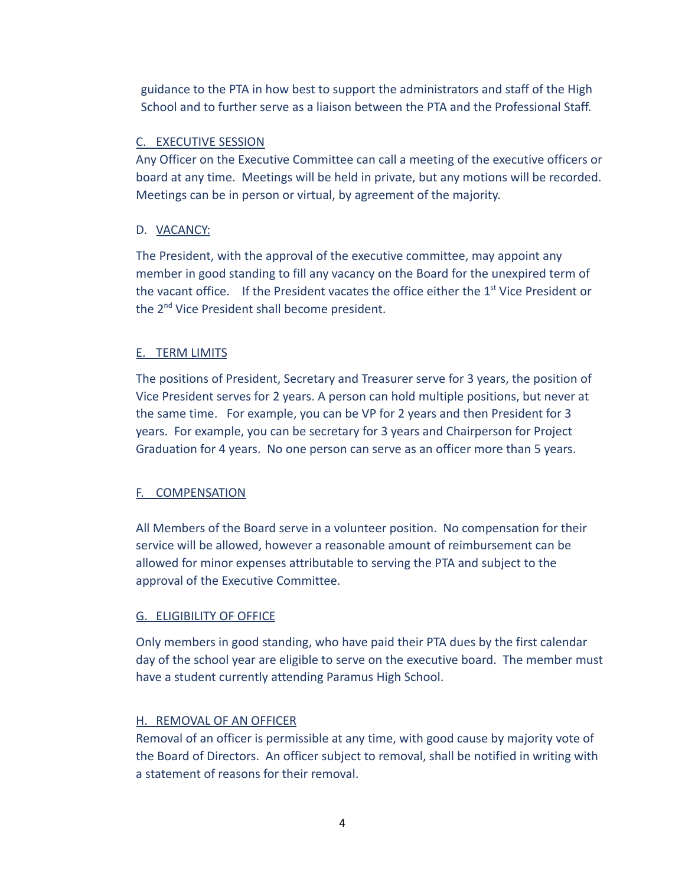guidance to the PTA in how best to support the administrators and staff of the High School and to further serve as a liaison between the PTA and the Professional Staff.

C. EXECUTIVE SESSION

Any Officer on the Executive Committee can call a meeting of the executive officers or board at any time. Meetings will be held in private, but any motions will be recorded. Meetings can be in person or virtual, by agreement of the majority.

D. VACANCY:

The President, with the approval of the executive committee, may appoint any member in good standing to fill any vacancy on the Board for the unexpired term of the vacant office. If the President vacates the office either the 1st Vice President or the 2nd Vice President shall become president.

E. TERM LIMITS

The positions of President, Secretary and Treasurer serve for 3 years, the position of Vice President serves for 2 years. A person can hold multiple positions, but never at the same time. For example, you can be VP for 2 years and then President for 3 years. For example, you can be secretary for 3 years and Chairperson for Project Graduation for 4 years. No one person can serve as an officer more than 5 years.

F. COMPENSATION

All Members of the Board serve in a volunteer position. No compensation for their service will be allowed, however a reasonable amount of reimbursement can be allowed for minor expenses attributable to serving the PTA and subject to the approval of the Executive Committee.

G. ELIGIBILITY OF OFFICE

Only members in good standing, who have paid their PTA dues by the first calendar day of the school year are eligible to serve on the executive board. The member must have a student currently attending Paramus High School.

H. REMOVAL OF AN OFFICER

Removal of an officer is permissible at any time, with good cause by majority vote of the Board of Directors. An officer subject to removal, shall be notified in writing with a statement of reasons for their removal.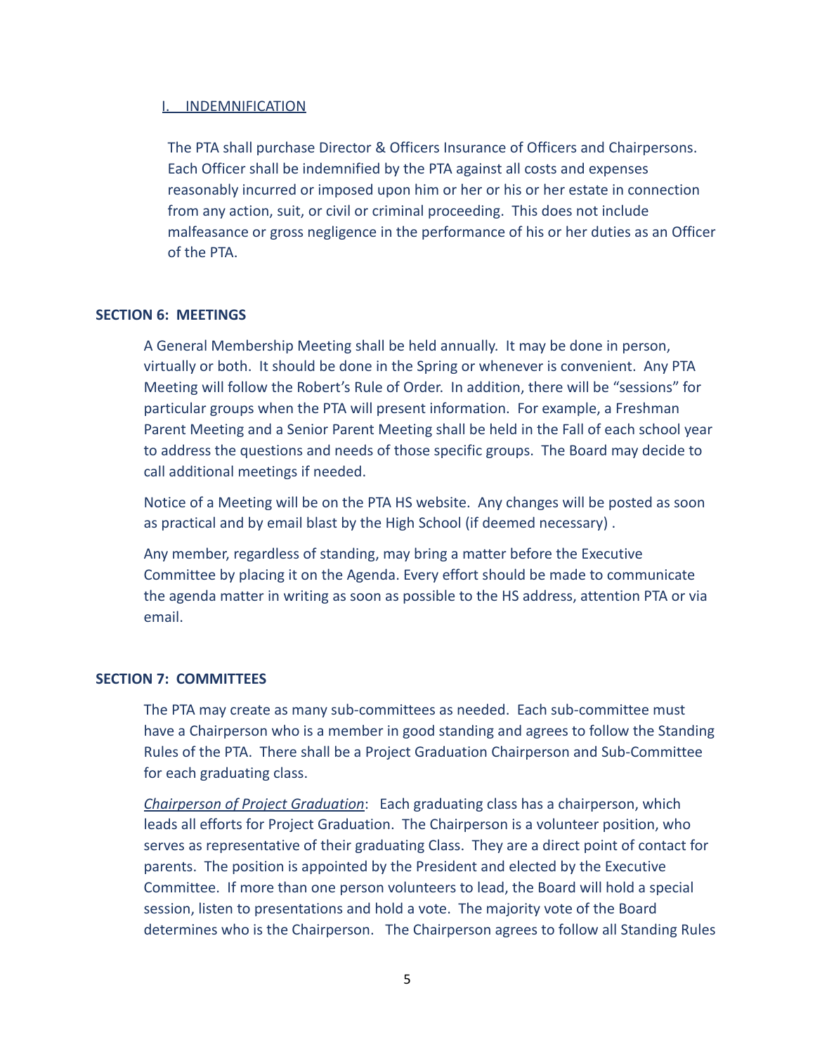### I. INDEMNIFICATION

The PTA shall purchase Director & Officers Insurance of Officers and Chairpersons. Each Officer shall be indemnified by the PTA against all costs and expenses reasonably incurred or imposed upon him or her or his or her estate in connection from any action, suit, or civil or criminal proceeding. This does not include malfeasance or gross negligence in the performance of his or her duties as an Officer of the PTA.

## SECTION 6: MEETINGS

A General Membership Meeting shall be held annually. It may be done in person, virtually or both. It should be done in the Spring or whenever is convenient. Any PTA Meeting will follow the Robert's Rule of Order. In addition, there will be "sessions" for particular groups when the PTA will present information. For example, a Freshman Parent Meeting and a Senior Parent Meeting shall be held in the Fall of each school year to address the questions and needs of those specific groups. The Board may decide to call additional meetings if needed.

Notice of a Meeting will be on the PTA HS website. Any changes will be posted as soon as practical and by email blast by the High School (if deemed necessary) .

Any member, regardless of standing, may bring a matter before the Executive Committee by placing it on the Agenda. Every effort should be made to communicate the agenda matter in writing as soon as possible to the HS address, attention PTA or via email.

## SECTION 7: COMMITTEES

The PTA may create as many sub-committees as needed. Each sub-committee must have a Chairperson who is a member in good standing and agrees to follow the Standing Rules of the PTA. There shall be a Project Graduation Chairperson and Sub-Committee for each graduating class.

*Chairperson of Project Graduation*: Each graduating class has a chairperson, which leads all efforts for Project Graduation. The Chairperson is a volunteer position, who serves as representative of their graduating Class. They are a direct point of contact for parents. The position is appointed by the President and elected by the Executive Committee. If more than one person volunteers to lead, the Board will hold a special session, listen to presentations and hold a vote. The majority vote of the Board determines who is the Chairperson. The Chairperson agrees to follow all Standing Rules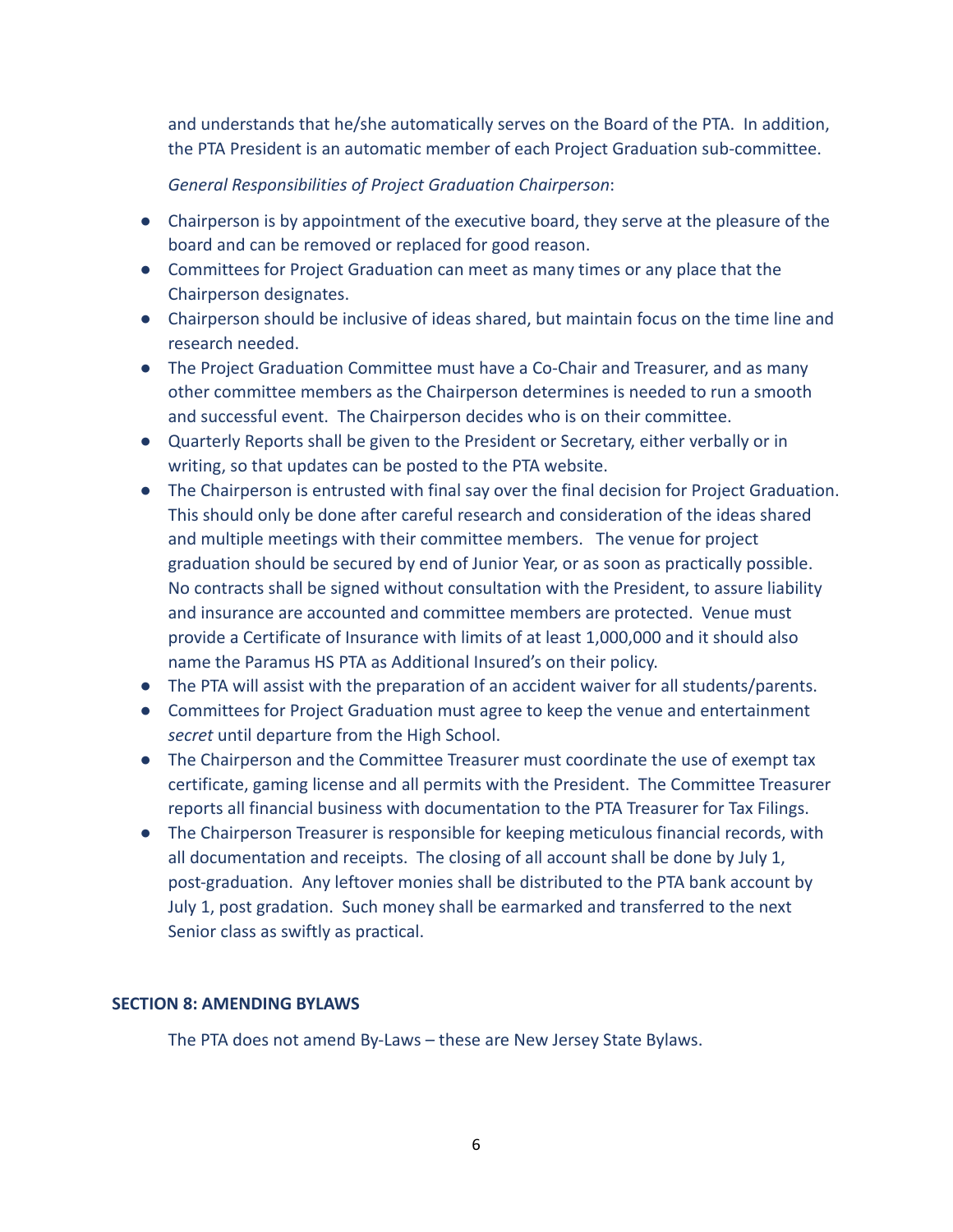and understands that he/she automatically serves on the Board of the PTA. In addition, the PTA President is an automatic member of each Project Graduation sub-committee.

*General Responsibilities of Project Graduation Chairperson*:

- Chairperson is by appointment of the executive board, they serve at the pleasure of the board and can be removed or replaced for good reason.
- Committees for Project Graduation can meet as many times or any place that the Chairperson designates.
- Chairperson should be inclusive of ideas shared, but maintain focus on the time line and research needed.
- The Project Graduation Committee must have a Co-Chair and Treasurer, and as many other committee members as the Chairperson determines is needed to run a smooth and successful event. The Chairperson decides who is on their committee.
- Quarterly Reports shall be given to the President or Secretary, either verbally or in writing, so that updates can be posted to the PTA website.
- The Chairperson is entrusted with final say over the final decision for Project Graduation. This should only be done after careful research and consideration of the ideas shared and multiple meetings with their committee members. The venue for project graduation should be secured by end of Junior Year, or as soon as practically possible. No contracts shall be signed without consultation with the President, to assure liability and insurance are accounted and committee members are protected. Venue must provide a Certificate of Insurance with limits of at least 1,000,000 and it should also name the Paramus HS PTA as Additional Insured's on their policy.
- The PTA will assist with the preparation of an accident waiver for all students/parents.
- Committees for Project Graduation must agree to keep the venue and entertainment *secret* until departure from the High School.
- The Chairperson and the Committee Treasurer must coordinate the use of exempt tax certificate, gaming license and all permits with the President. The Committee Treasurer reports all financial business with documentation to the PTA Treasurer for Tax Filings.
- The Chairperson Treasurer is responsible for keeping meticulous financial records, with all documentation and receipts. The closing of all account shall be done by July 1, post-graduation. Any leftover monies shall be distributed to the PTA bank account by July 1, post gradation. Such money shall be earmarked and transferred to the next Senior class as swiftly as practical.

## SECTION 8: AMENDING BYLAWS

The PTA does not amend By-Laws – these are New Jersey State Bylaws.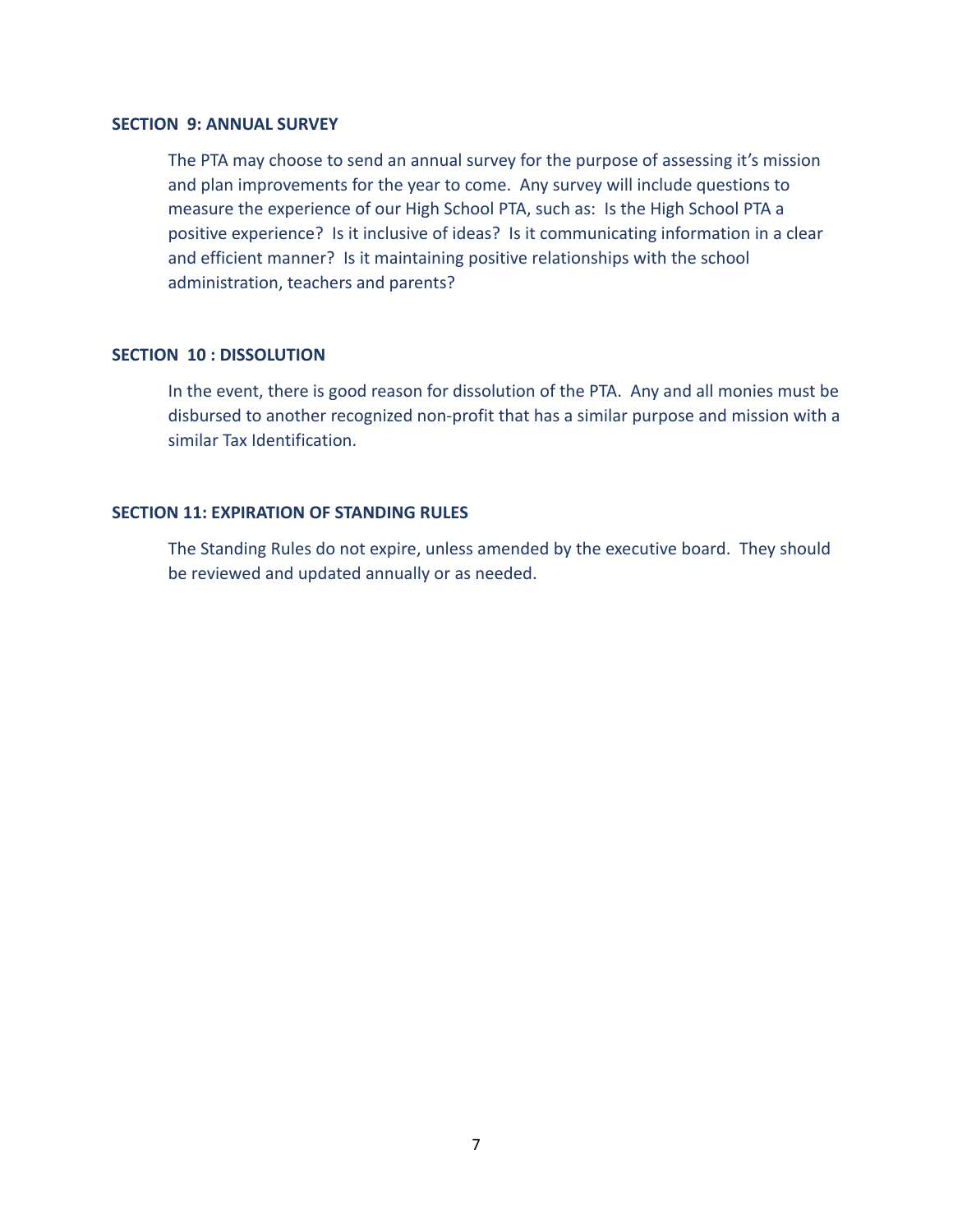### SECTION 9: ANNUAL SURVEY

The PTA may choose to send an annual survey for the purpose of assessing it's mission and plan improvements for the year to come. Any survey will include questions to measure the experience of our High School PTA, such as: Is the High School PTA a positive experience? Is it inclusive of ideas? Is it communicating information in a clear and efficient manner? Is it maintaining positive relationships with the school administration, teachers and parents?

### SECTION 10 : DISSOLUTION

In the event, there is good reason for dissolution of the PTA. Any and all monies must be disbursed to another recognized non-profit that has a similar purpose and mission with a similar Tax Identification.

### SECTION 11: EXPIRATION OF STANDING RULES

The Standing Rules do not expire, unless amended by the executive board. They should be reviewed and updated annually or as needed.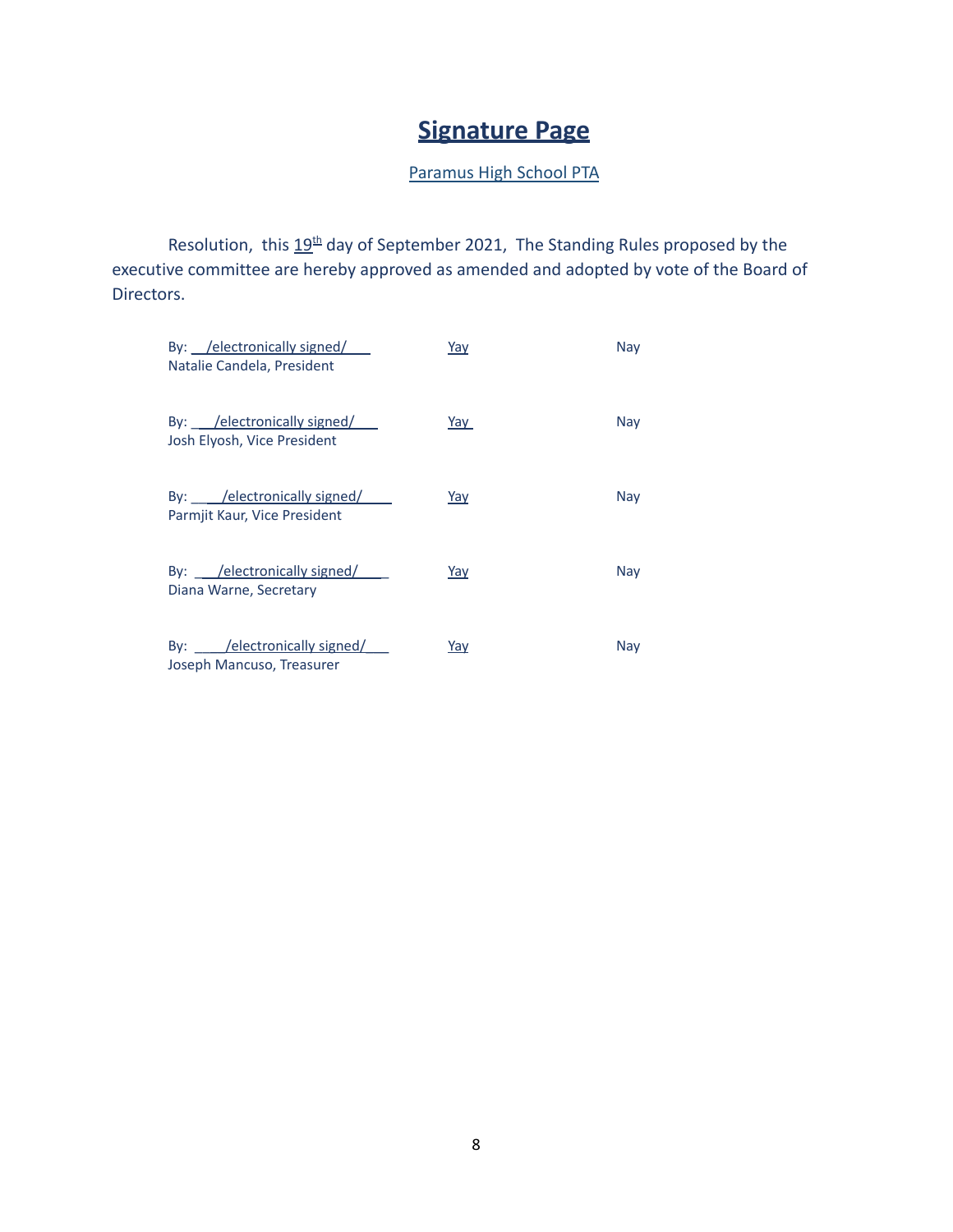# Signature Page

Paramus High School PTA

Resolution, this 19th day of September 2021, The Standing Rules proposed by the executive committee are hereby approved as amended and adopted by vote of the Board of Directors.

| | | |
|---|---|---|
| By: /electronically signed/<br>Natalie Candela, President | Yay | Nay |
| By: /electronically signed/<br>Josh Elyosh, Vice President | Yay | Nay |
| By: /electronically signed/<br>Parmjit Kaur, Vice President | Yay | Nay |
| By: /electronically signed/<br>Diana Warne, Secretary | Yay | Nay |
| By: /electronically signed/<br>Joseph Mancuso, Treasurer | Yay | Nay |